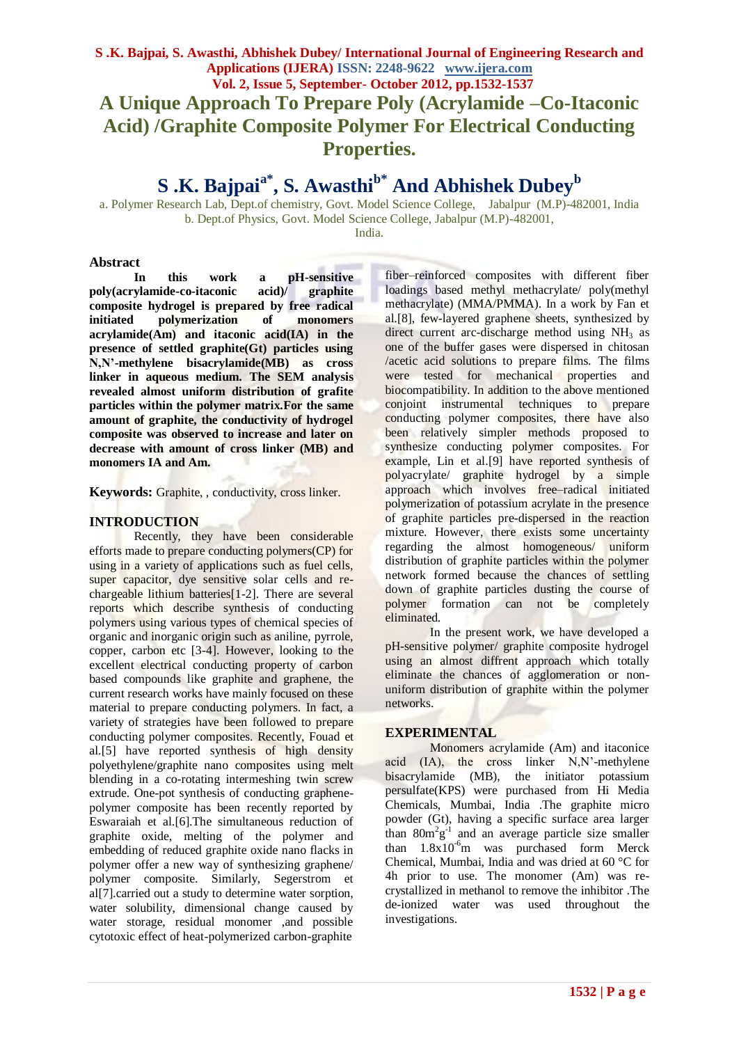# A Unique Approach To Prepare Poly (Acrylamide –Co-Itaconic Acid) /Graphite Composite Polymer For Electrical Conducting Properties.

## S .K. Bajpai[a*], S. Awasthi[b*] And Abhishek Dubey[b]

a. Polymer Research Lab, Dept.of chemistry, Govt. Model Science College, Jabalpur (M.P)-482001, India
b. Dept.of Physics, Govt. Model Science College, Jabalpur (M.P)-482001, India.

### Abstract

**In this work a pH-sensitive poly(acrylamide-co-itaconic acid)/ graphite composite hydrogel is prepared by free radical initiated polymerization of monomers acrylamide(Am) and itaconic acid(IA) in the presence of settled graphite(Gt) particles using N,N'-methylene bisacrylamide(MB) as cross linker in aqueous medium. The SEM analysis revealed almost uniform distribution of grafite particles within the polymer matrix.For the same amount of graphite, the conductivity of hydrogel composite was observed to increase and later on decrease with amount of cross linker (MB) and monomers IA and Am.**

**Keywords:** Graphite, , conductivity, cross linker.

### INTRODUCTION

Recently, they have been considerable efforts made to prepare conducting polymers(CP) for using in a variety of applications such as fuel cells, super capacitor, dye sensitive solar cells and re-chargeable lithium batteries[1-2]. There are several reports which describe synthesis of conducting polymers using various types of chemical species of organic and inorganic origin such as aniline, pyrrole, copper, carbon etc [3-4]. However, looking to the excellent electrical conducting property of carbon based compounds like graphite and graphene, the current research works have mainly focused on these material to prepare conducting polymers. In fact, a variety of strategies have been followed to prepare conducting polymer composites. Recently, Fouad et al.[5] have reported synthesis of high density polyethylene/graphite nano composites using melt blending in a co-rotating intermeshing twin screw extrude. One-pot synthesis of conducting graphene-polymer composite has been recently reported by Eswaraiah et al.[6].The simultaneous reduction of graphite oxide, melting of the polymer and embedding of reduced graphite oxide nano flacks in polymer offer a new way of synthesizing graphene/ polymer composite. Similarly, Segerstrom et al[7].carried out a study to determine water sorption, water solubility, dimensional change caused by water storage, residual monomer ,and possible cytotoxic effect of heat-polymerized carbon-graphite fiber–reinforced composites with different fiber loadings based methyl methacrylate/ poly(methyl methacrylate) (MMA/PMMA). In a work by Fan et al.[8], few-layered graphene sheets, synthesized by direct current arc-discharge method using $NH_3$ as one of the buffer gases were dispersed in chitosan /acetic acid solutions to prepare films. The films were tested for mechanical properties and biocompatibility. In addition to the above mentioned conjoint instrumental techniques to prepare conducting polymer composites, there have also been relatively simpler methods proposed to synthesize conducting polymer composites. For example, Lin et al.[9] have reported synthesis of polyacrylate/ graphite hydrogel by a simple approach which involves free–radical initiated polymerization of potassium acrylate in the presence of graphite particles pre-dispersed in the reaction mixture. However, there exists some uncertainty regarding the almost homogeneous/ uniform distribution of graphite particles within the polymer network formed because the chances of settling down of graphite particles dusting the course of polymer formation can not be completely eliminated.

In the present work, we have developed a pH-sensitive polymer/ graphite composite hydrogel using an almost diffrent approach which totally eliminate the chances of agglomeration or non-uniform distribution of graphite within the polymer networks.

### EXPERIMENTAL

Monomers acrylamide (Am) and itaconice acid (IA), the cross linker N,N'-methylene bisacrylamide (MB), the initiator potassium persulfate(KPS) were purchased from Hi Media Chemicals, Mumbai, India .The graphite micro powder (Gt), having a specific surface area larger than $80m^2g^{-1}$ and an average particle size smaller than $1.8x10^{-6}m$ was purchased form Merck Chemical, Mumbai, India and was dried at 60 °C for 4h prior to use. The monomer (Am) was re-crystallized in methanol to remove the inhibitor .The de-ionized water was used throughout the investigations.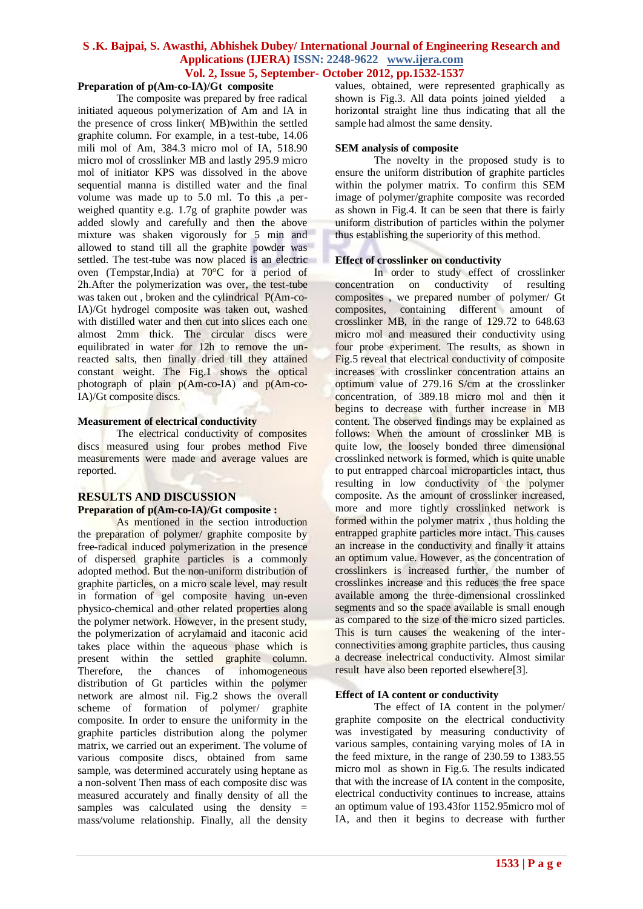### Preparation of p(Am-co-IA)/Gt composite

The composite was prepared by free radical initiated aqueous polymerization of Am and IA in the presence of cross linker( MB)within the settled graphite column. For example, in a test-tube, 14.06 mili mol of Am, 384.3 micro mol of IA, 518.90 micro mol of crosslinker MB and lastly 295.9 micro mol of initiator KPS was dissolved in the above sequential manna is distilled water and the final volume was made up to 5.0 ml. To this ,a per-weighed quantity e.g. 1.7g of graphite powder was added slowly and carefully and then the above mixture was shaken vigorously for 5 min and allowed to stand till all the graphite powder was settled. The test-tube was now placed is an electric oven (Tempstar,India) at 70°C for a period of 2h.After the polymerization was over, the test-tube was taken out , broken and the cylindrical P(Am-co-IA)/Gt hydrogel composite was taken out, washed with distilled water and then cut into slices each one almost 2mm thick. The circular discs were equilibrated in water for 12h to remove the un-reacted salts, then finally dried till they attained constant weight. The Fig.1 shows the optical photograph of plain p(Am-co-IA) and p(Am-co-IA)/Gt composite discs.

### Measurement of electrical conductivity

The electrical conductivity of composites discs measured using four probes method Five measurements were made and average values are reported.

## RESULTS AND DISCUSSION

### Preparation of p(Am-co-IA)/Gt composite :

As mentioned in the section introduction the preparation of polymer/ graphite composite by free-radical induced polymerization in the presence of dispersed graphite particles is a commonly adopted method. But the non-uniform distribution of graphite particles, on a micro scale level, may result in formation of gel composite having un-even physico-chemical and other related properties along the polymer network. However, in the present study, the polymerization of acrylamaid and itaconic acid takes place within the aqueous phase which is present within the settled graphite column. Therefore, the chances of inhomogeneous distribution of Gt particles within the polymer network are almost nil. Fig.2 shows the overall scheme of formation of polymer/ graphite composite. In order to ensure the uniformity in the graphite particles distribution along the polymer matrix, we carried out an experiment. The volume of various composite discs, obtained from same sample, was determined accurately using heptane as a non-solvent Then mass of each composite disc was measured accurately and finally density of all the samples was calculated using the density = mass/volume relationship. Finally, all the density values, obtained, were represented graphically as shown is Fig.3. All data points joined yielded a horizontal straight line thus indicating that all the sample had almost the same density.

### SEM analysis of composite

The novelty in the proposed study is to ensure the uniform distribution of graphite particles within the polymer matrix. To confirm this SEM image of polymer/graphite composite was recorded as shown in Fig.4. It can be seen that there is fairly uniform distribution of particles within the polymer thus establishing the superiority of this method.

### Effect of crosslinker on conductivity

In order to study effect of crosslinker concentration on conductivity of resulting composites , we prepared number of polymer/ Gt composites, containing different amount of crosslinker MB, in the range of 129.72 to 648.63 micro mol and measured their conductivity using four probe experiment. The results, as shown in Fig.5 reveal that electrical conductivity of composite increases with crosslinker concentration attains an optimum value of 279.16 S/cm at the crosslinker concentration, of 389.18 micro mol and then it begins to decrease with further increase in MB content. The observed findings may be explained as follows: When the amount of crosslinker MB is quite low, the loosely bonded three dimensional crosslinked network is formed, which is quite unable to put entrapped charcoal microparticles intact, thus resulting in low conductivity of the polymer composite. As the amount of crosslinker increased, more and more tightly crosslinked network is formed within the polymer matrix , thus holding the entrapped graphite particles more intact. This causes an increase in the conductivity and finally it attains an optimum value. However, as the concentration of crosslinkers is increased further, the number of crosslinkes increase and this reduces the free space available among the three-dimensional crosslinked segments and so the space available is small enough as compared to the size of the micro sized particles. This is turn causes the weakening of the inter-connectivities among graphite particles, thus causing a decrease inelectrical conductivity. Almost similar result have also been reported elsewhere[3].

### Effect of IA content or conductivity

The effect of IA content in the polymer/ graphite composite on the electrical conductivity was investigated by measuring conductivity of various samples, containing varying moles of IA in the feed mixture, in the range of 230.59 to 1383.55 micro mol as shown in Fig.6. The results indicated that with the increase of IA content in the composite, electrical conductivity continues to increase, attains an optimum value of 193.43for 1152.95micro mol of IA, and then it begins to decrease with further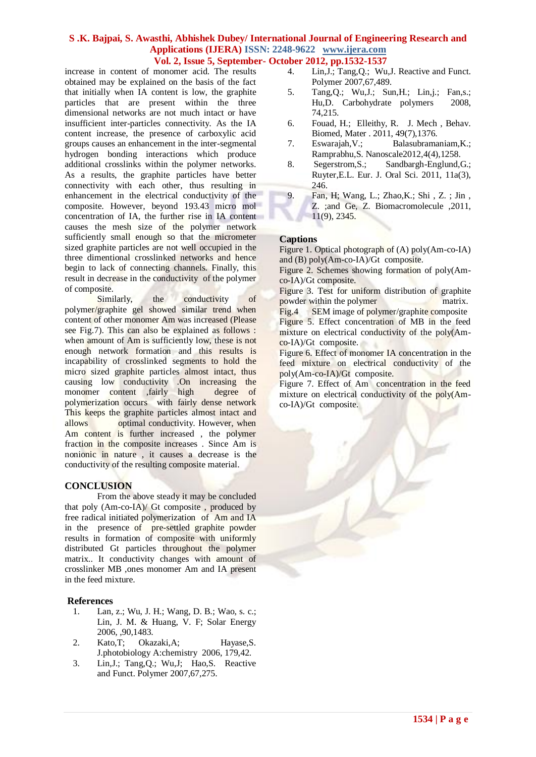increase in content of monomer acid. The results obtained may be explained on the basis of the fact that initially when IA content is low, the graphite particles that are present within the three dimensional networks are not much intact or have insufficient inter-particles connectivity. As the IA content increase, the presence of carboxylic acid groups causes an enhancement in the inter-segmental hydrogen bonding interactions which produce additional crosslinks within the polymer networks. As a results, the graphite particles have better connectivity with each other, thus resulting in enhancement in the electrical conductivity of the composite. However, beyond 193.43 micro mol concentration of IA, the further rise in IA content causes the mesh size of the polymer network sufficiently small enough so that the micrometer sized graphite particles are not well occupied in the three dimentional crosslinked networks and hence begin to lack of connecting channels. Finally, this result in decrease in the conductivity of the polymer of composite.

Similarly, the conductivity of polymer/graphite gel showed similar trend when content of other monomer Am was increased (Please see Fig.7). This can also be explained as follows : when amount of Am is sufficiently low, these is not enough network formation and this results is incapability of crosslinked segments to hold the micro sized graphite particles almost intact, thus causing low conductivity .On increasing the monomer content ,fairly high degree of polymerization occurs with fairly dense network This keeps the graphite particles almost intact and allows optimal conductivity. However, when Am content is further increased , the polymer fraction in the composite increases . Since Am is nonionic in nature , it causes a decrease is the conductivity of the resulting composite material.

## CONCLUSION

From the above steady it may be concluded that poly (Am-co-IA)/ Gt composite , produced by free radical initiated polymerization of Am and IA in the presence of pre-settled graphite powder results in formation of composite with uniformly distributed Gt particles throughout the polymer matrix.. It conductivity changes with amount of crosslinker MB ,ones monomer Am and IA present in the feed mixture.

## References

1. Lan, z.; Wu, J. H.; Wang, D. B.; Wao, s. c.; Lin, J. M. & Huang, V. F; Solar Energy 2006, ,90,1483.
2. Kato,T; Okazaki,A; Hayase,S. J.photobiology A:chemistry 2006, 179,42.
3. Lin,J.; Tang,Q.; Wu,J; Hao,S. Reactive and Funct. Polymer 2007,67,275.
4. Lin,J.; Tang,Q.; Wu,J. Reactive and Funct. Polymer 2007,67,489.
5. Tang,Q.; Wu,J.; Sun,H.; Lin,j.; Fan,s.; Hu,D. Carbohydrate polymers 2008, 74,215.
6. Fouad, H.; Elleithy, R. J. Mech , Behav. Biomed, Mater . 2011, 49(7),1376.
7. Eswarajah,V.; Balasubramaniam,K.; Ramprabhu,S. Nanoscale2012,4(4),1258.
8. Segerstrom,S.; Sandbargh-Englund,G.; Ruyter,E.L. Eur. J. Oral Sci. 2011, 11a(3), 246.
9. Fan, H; Wang, L.; Zhao,K.; Shi , Z. ; Jin , Z. ;and Ge, Z. Biomacromolecule ,2011, 11(9), 2345.

## Captions

Figure 1. Optical photograph of (A) poly(Am-co-IA) and (B) poly(Am-co-IA)/Gt composite.

Figure 2. Schemes showing formation of poly(Am-co-IA)/Gt composite.

Figure 3. Test for uniform distribution of graphite powder within the polymer matrix.

Fig.4 SEM image of polymer/graphite composite

Figure 5. Effect concentration of MB in the feed mixture on electrical conductivity of the poly(Am-co-IA)/Gt composite.

Figure 6. Effect of monomer IA concentration in the feed mixture on electrical conductivity of the poly(Am-co-IA)/Gt composite.

Figure 7. Effect of Am concentration in the feed mixture on electrical conductivity of the poly(Am-co-IA)/Gt composite.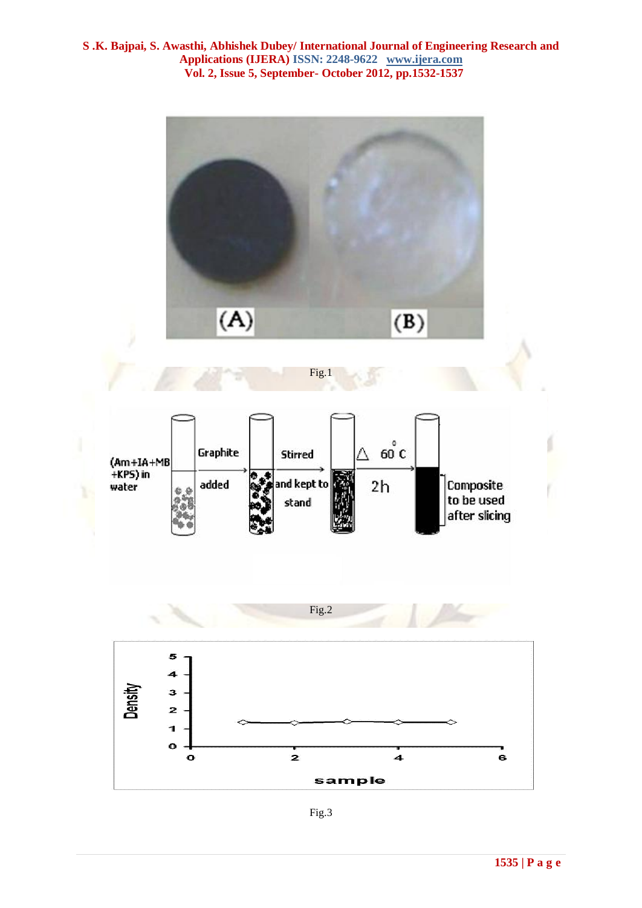Fig.1

Fig.2

Fig.3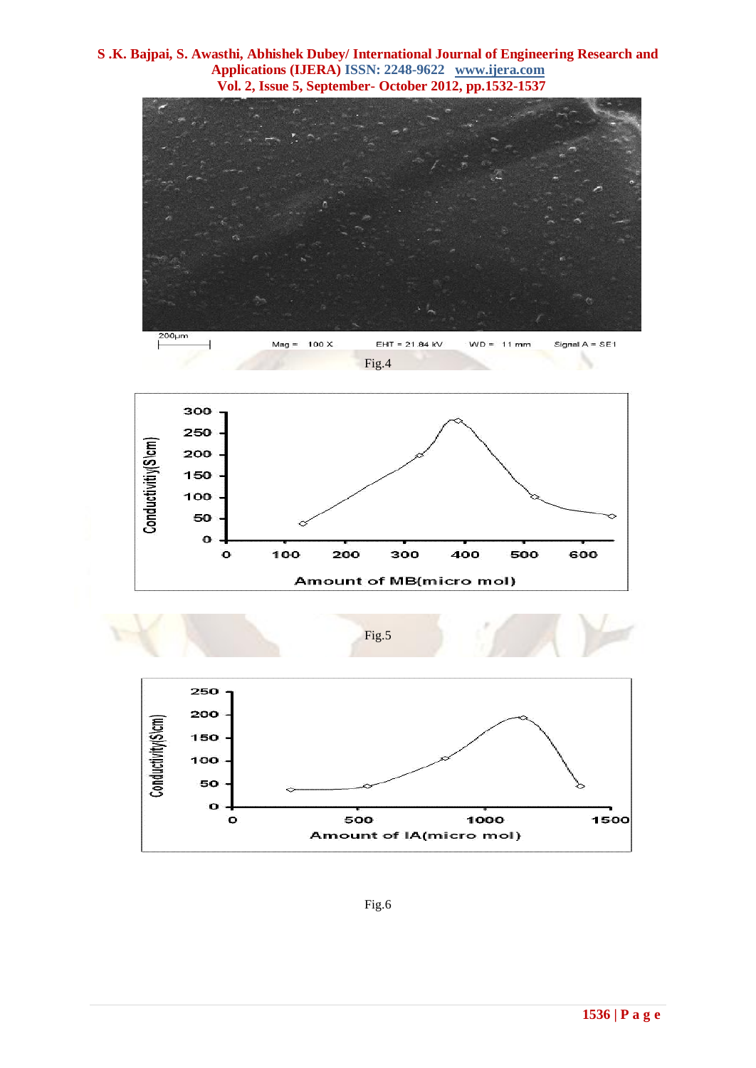Fig.4

Fig.5

Fig.6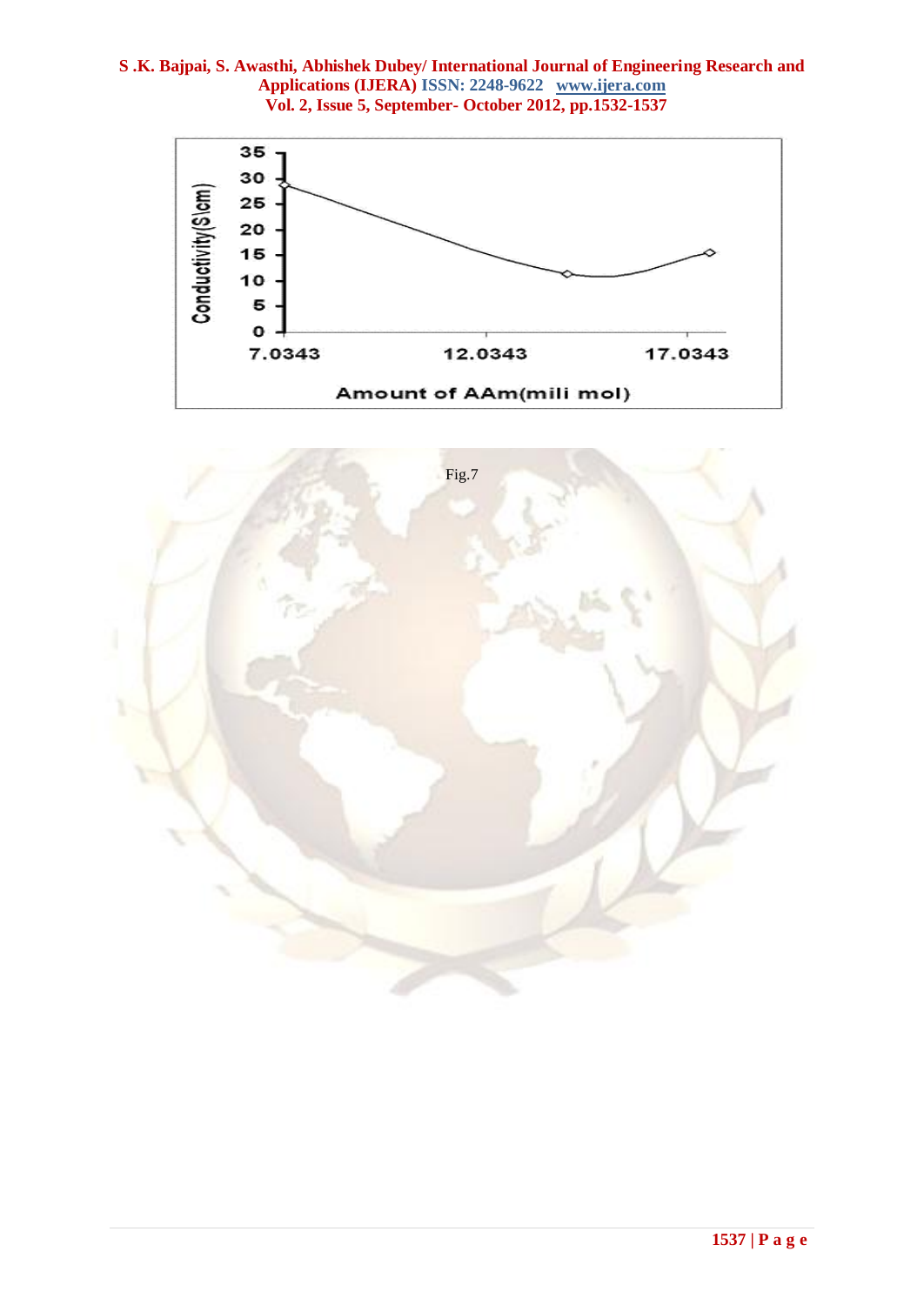35
30
25
20
15
10
5
0

Conductivity(S\cm)

7.0343
12.0343
17.0343

Amount of AAm(mili mol)

Fig.7